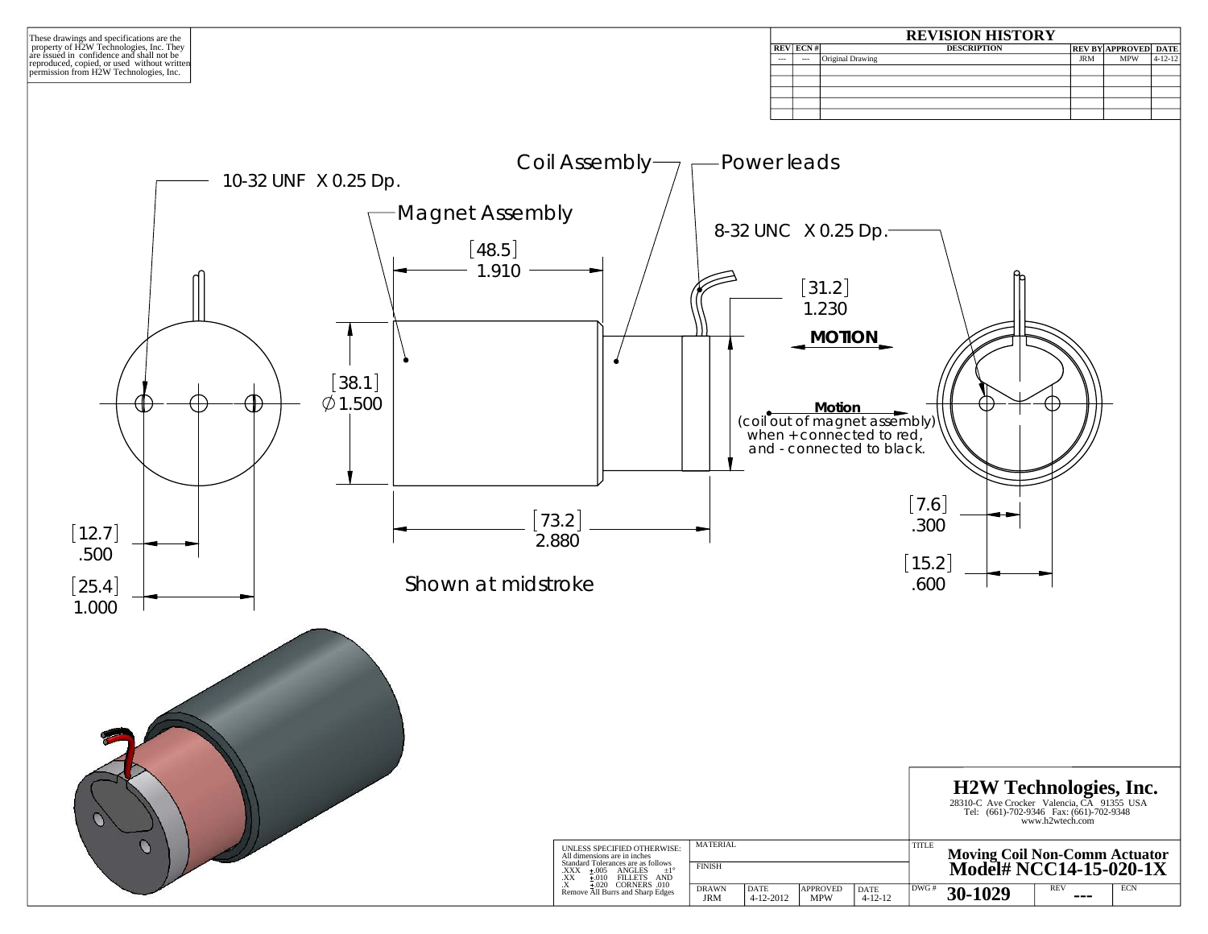These drawings and specifications are the property of H2W Technologies, Inc. They are issued in confidence and shall not be reproduced, copied, or used without written permission from H2W Technologies, Inc.

**REVISION HISTORY**

| REV | ECN # | DESCRIPTION | REV BY | APPROVED | DATE |
|---|---|---|---|---|---|
| --- | --- | Original Drawing | JRM | MPW | 4-12-12 |

10-32 UNF X 0.25 Dp.

Magnet Assembly

Coil Assembly

Power leads

8-32 UNC X 0.25 Dp.

[48.5]
1.910

[31.2]
1.230

**MOTION**

[38.1]
∅1.500

**Motion**
(coil out of magnet assembly) when + connected to red, and - connected to black.

[73.2]
2.880

[12.7]
.500

[25.4]
1.000

[7.6]
.300

[15.2]
.600

Shown at midstroke

UNLESS SPECIFIED OTHERWISE:
All dimensions are in inches
Standard Tolerances are as follows
.XXX ±.005 ANGLES ±1°
.XX ±.010 FILLETS AND
.X ±.020 CORNERS .010
Remove All Burrs and Sharp Edges

| | | | |
|---|---|---|---|
| MATERIAL | | | |
| FINISH | | | |
| DRAWN JRM | DATE 4-12-2012 | APPROVED MPW | DATE 4-12-12 |

**H2W Technologies, Inc.**
28310-C Ave Crocker Valencia, CA 91355 USA
Tel: (661)-702-9346 Fax: (661)-702-9348
www.h2wtech.com

TITLE **Moving Coil Non-Comm Actuator**
**Model# NCC14-15-020-1X**

| DWG # | REV | ECN |
|---|---|---|
| 30-1029 | --- | |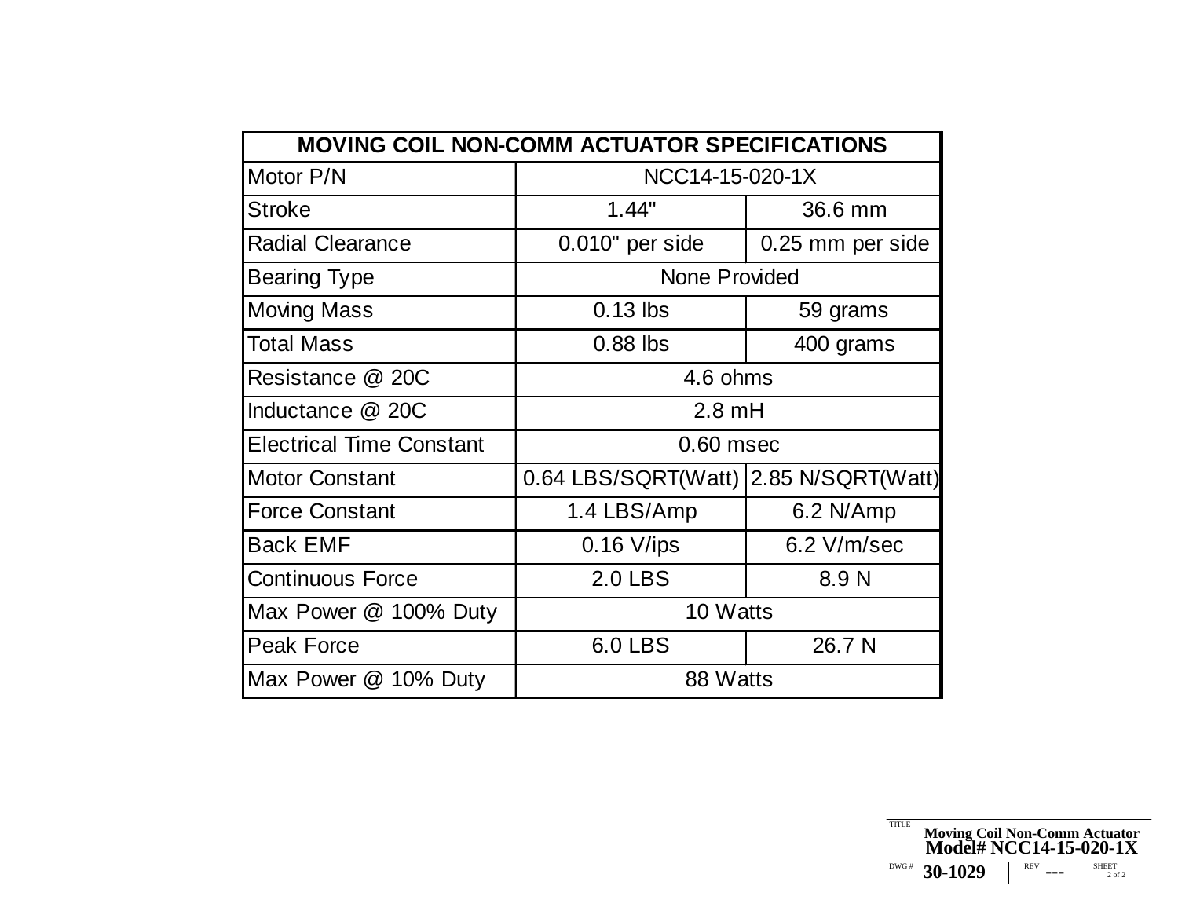| MOVING COIL NON-COMM ACTUATOR SPECIFICATIONS | | |
|---|---|---|
| Motor P/N | NCC14-15-020-1X | |
| Stroke | 1.44" | 36.6 mm |
| Radial Clearance | 0.010" per side | 0.25 mm per side |
| Bearing Type | None Provided | |
| Moving Mass | 0.13 lbs | 59 grams |
| Total Mass | 0.88 lbs | 400 grams |
| Resistance @ 20C | 4.6 ohms | |
| Inductance @ 20C | 2.8 mH | |
| Electrical Time Constant | 0.60 msec | |
| Motor Constant | 0.64 LBS/SQRT(Watt) | 2.85 N/SQRT(Watt) |
| Force Constant | 1.4 LBS/Amp | 6.2 N/Amp |
| Back EMF | 0.16 V/ips | 6.2 V/m/sec |
| Continuous Force | 2.0 LBS | 8.9 N |
| Max Power @ 100% Duty | 10 Watts | |
| Peak Force | 6.0 LBS | 26.7 N |
| Max Power @ 10% Duty | 88 Watts | |

| | | | |
|---|---|---|---|
| TITLE | Moving Coil Non-Comm Actuator Model# NCC14-15-020-1X | | |
| DWG # 30-1029 | REV --- | SHEET 2 of 2 | |